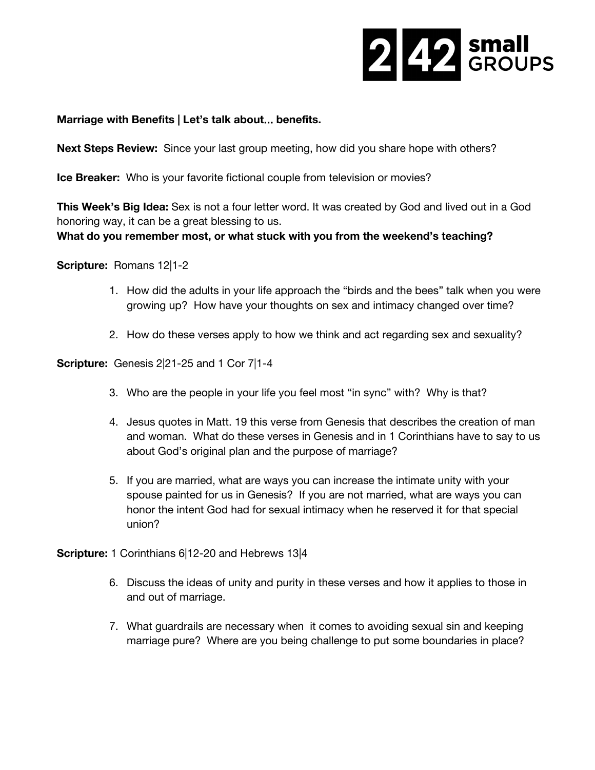2|42 small GROUPS

**Marriage with Benefits | Let's talk about... benefits.**

**Next Steps Review:** Since your last group meeting, how did you share hope with others?

**Ice Breaker:** Who is your favorite fictional couple from television or movies?

**This Week's Big Idea:** Sex is not a four letter word. It was created by God and lived out in a God honoring way, it can be a great blessing to us.

**What do you remember most, or what stuck with you from the weekend's teaching?**

**Scripture:** Romans 12|1-2

1. How did the adults in your life approach the "birds and the bees" talk when you were growing up? How have your thoughts on sex and intimacy changed over time?
2. How do these verses apply to how we think and act regarding sex and sexuality?

**Scripture:** Genesis 2|21-25 and 1 Cor 7|1-4

3. Who are the people in your life you feel most "in sync" with? Why is that?
4. Jesus quotes in Matt. 19 this verse from Genesis that describes the creation of man and woman. What do these verses in Genesis and in 1 Corinthians have to say to us about God's original plan and the purpose of marriage?
5. If you are married, what are ways you can increase the intimate unity with your spouse painted for us in Genesis? If you are not married, what are ways you can honor the intent God had for sexual intimacy when he reserved it for that special union?

**Scripture:** 1 Corinthians 6|12-20 and Hebrews 13|4

6. Discuss the ideas of unity and purity in these verses and how it applies to those in and out of marriage.
7. What guardrails are necessary when it comes to avoiding sexual sin and keeping marriage pure? Where are you being challenge to put some boundaries in place?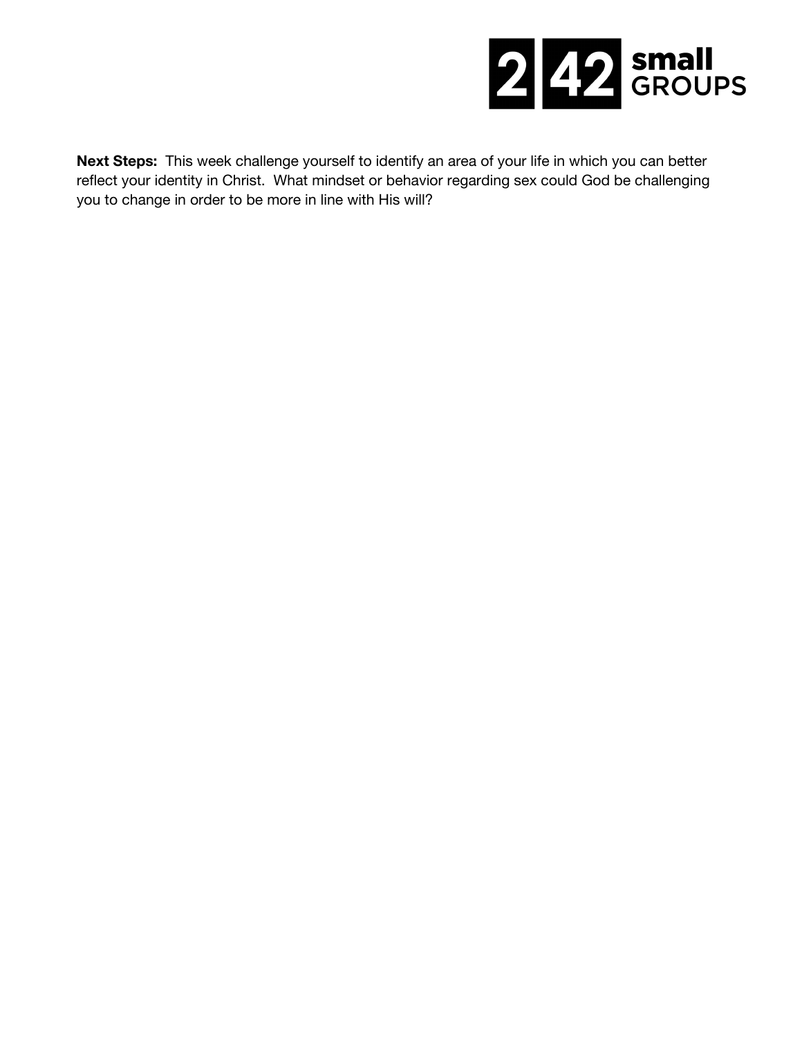**Next Steps:** This week challenge yourself to identify an area of your life in which you can better reflect your identity in Christ. What mindset or behavior regarding sex could God be challenging you to change in order to be more in line with His will?